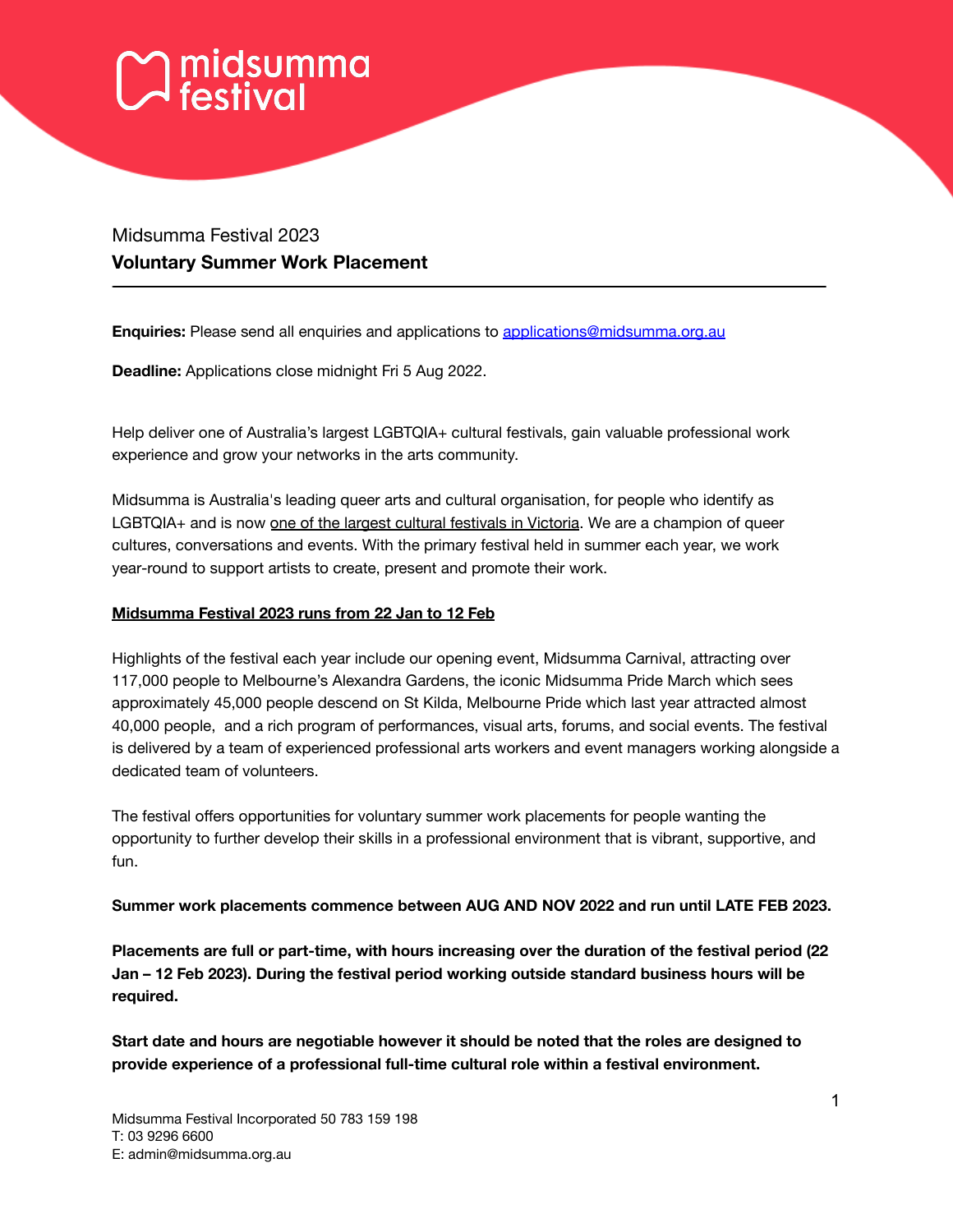# midsumma festival

Midsumma Festival 2023

## Voluntary Summer Work Placement

---

**Enquiries:** Please send all enquiries and applications to applications@midsumma.org.au

**Deadline:** Applications close midnight Fri 5 Aug 2022.

Help deliver one of Australia's largest LGBTQIA+ cultural festivals, gain valuable professional work experience and grow your networks in the arts community.

Midsumma is Australia's leading queer arts and cultural organisation, for people who identify as LGBTQIA+ and is now one of the largest cultural festivals in Victoria. We are a champion of queer cultures, conversations and events. With the primary festival held in summer each year, we work year-round to support artists to create, present and promote their work.

**Midsumma Festival 2023 runs from 22 Jan to 12 Feb**

Highlights of the festival each year include our opening event, Midsumma Carnival, attracting over 117,000 people to Melbourne's Alexandra Gardens, the iconic Midsumma Pride March which sees approximately 45,000 people descend on St Kilda, Melbourne Pride which last year attracted almost 40,000 people, and a rich program of performances, visual arts, forums, and social events. The festival is delivered by a team of experienced professional arts workers and event managers working alongside a dedicated team of volunteers.

The festival offers opportunities for voluntary summer work placements for people wanting the opportunity to further develop their skills in a professional environment that is vibrant, supportive, and fun.

**Summer work placements commence between AUG AND NOV 2022 and run until LATE FEB 2023.**

**Placements are full or part-time, with hours increasing over the duration of the festival period (22 Jan – 12 Feb 2023). During the festival period working outside standard business hours will be required.**

**Start date and hours are negotiable however it should be noted that the roles are designed to provide experience of a professional full-time cultural role within a festival environment.**

Midsumma Festival Incorporated 50 783 159 198
T: 03 9296 6600
E: admin@midsumma.org.au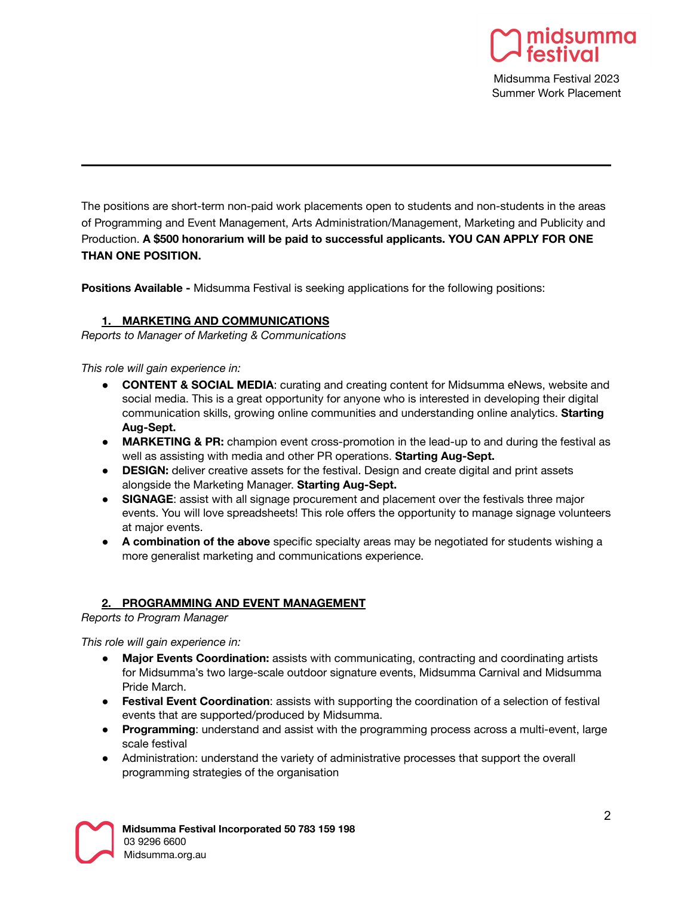The positions are short-term non-paid work placements open to students and non-students in the areas of Programming and Event Management, Arts Administration/Management, Marketing and Publicity and Production. **A $500 honorarium will be paid to successful applicants. YOU CAN APPLY FOR ONE THAN ONE POSITION.**

**Positions Available -** Midsumma Festival is seeking applications for the following positions:

## 1. MARKETING AND COMMUNICATIONS

*Reports to Manager of Marketing & Communications*

*This role will gain experience in:*

- **CONTENT & SOCIAL MEDIA**: curating and creating content for Midsumma eNews, website and social media. This is a great opportunity for anyone who is interested in developing their digital communication skills, growing online communities and understanding online analytics. **Starting Aug-Sept.**
- **MARKETING & PR:** champion event cross-promotion in the lead-up to and during the festival as well as assisting with media and other PR operations. **Starting Aug-Sept.**
- **DESIGN:** deliver creative assets for the festival. Design and create digital and print assets alongside the Marketing Manager. **Starting Aug-Sept.**
- **SIGNAGE**: assist with all signage procurement and placement over the festivals three major events. You will love spreadsheets! This role offers the opportunity to manage signage volunteers at major events.
- **A combination of the above** specific specialty areas may be negotiated for students wishing a more generalist marketing and communications experience.

## 2. PROGRAMMING AND EVENT MANAGEMENT

*Reports to Program Manager*

*This role will gain experience in:*

- **Major Events Coordination:** assists with communicating, contracting and coordinating artists for Midsumma's two large-scale outdoor signature events, Midsumma Carnival and Midsumma Pride March.
- **Festival Event Coordination**: assists with supporting the coordination of a selection of festival events that are supported/produced by Midsumma.
- **Programming**: understand and assist with the programming process across a multi-event, large scale festival
- Administration: understand the variety of administrative processes that support the overall programming strategies of the organisation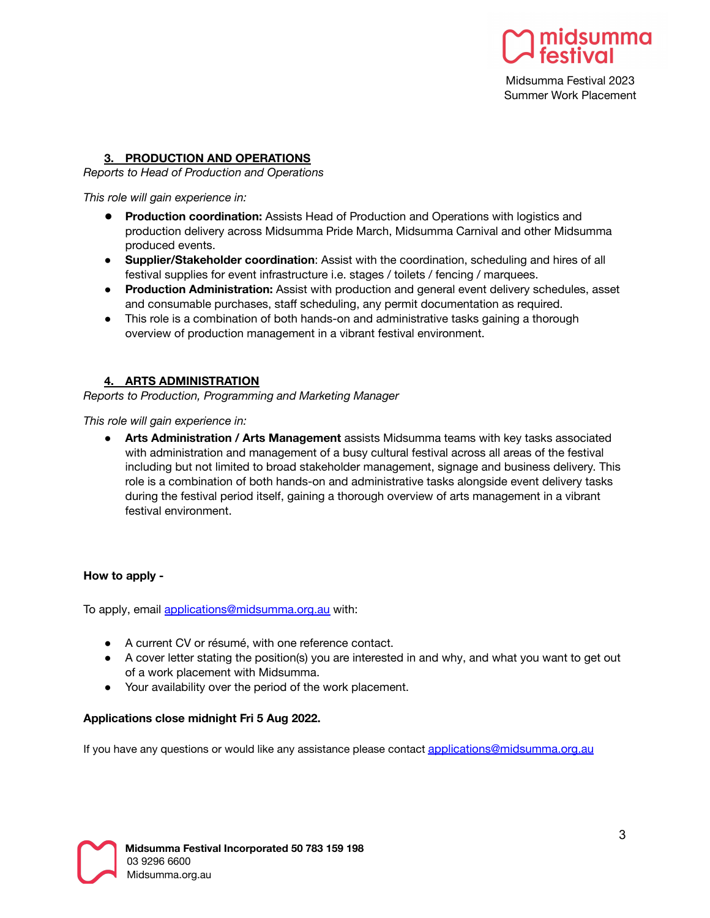### 3. PRODUCTION AND OPERATIONS

*Reports to Head of Production and Operations*

*This role will gain experience in:*

- **Production coordination:** Assists Head of Production and Operations with logistics and production delivery across Midsumma Pride March, Midsumma Carnival and other Midsumma produced events.
- **Supplier/Stakeholder coordination**: Assist with the coordination, scheduling and hires of all festival supplies for event infrastructure i.e. stages / toilets / fencing / marquees.
- **Production Administration:** Assist with production and general event delivery schedules, asset and consumable purchases, staff scheduling, any permit documentation as required.
- This role is a combination of both hands-on and administrative tasks gaining a thorough overview of production management in a vibrant festival environment.

### 4. ARTS ADMINISTRATION

*Reports to Production, Programming and Marketing Manager*

*This role will gain experience in:*

- **Arts Administration / Arts Management** assists Midsumma teams with key tasks associated with administration and management of a busy cultural festival across all areas of the festival including but not limited to broad stakeholder management, signage and business delivery. This role is a combination of both hands-on and administrative tasks alongside event delivery tasks during the festival period itself, gaining a thorough overview of arts management in a vibrant festival environment.

**How to apply -**

To apply, email applications@midsumma.org.au with:

- A current CV or résumé, with one reference contact.
- A cover letter stating the position(s) you are interested in and why, and what you want to get out of a work placement with Midsumma.
- Your availability over the period of the work placement.

**Applications close midnight Fri 5 Aug 2022.**

If you have any questions or would like any assistance please contact applications@midsumma.org.au